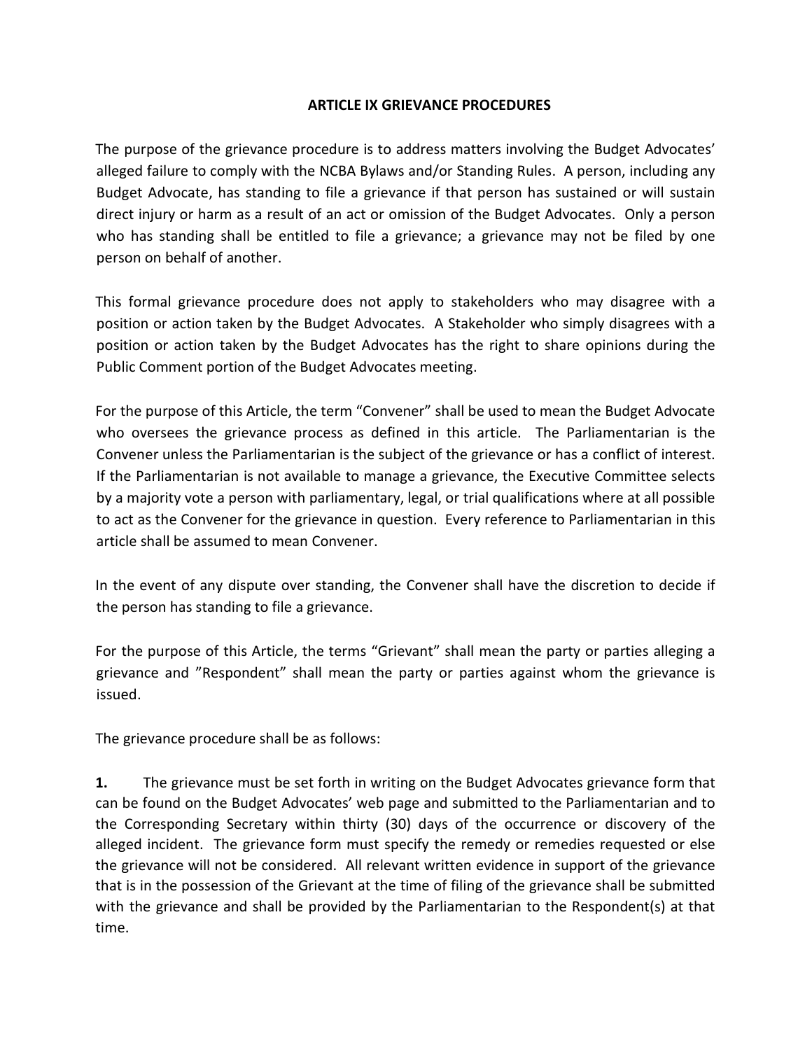## ARTICLE IX GRIEVANCE PROCEDURES

The purpose of the grievance procedure is to address matters involving the Budget Advocates' alleged failure to comply with the NCBA Bylaws and/or Standing Rules. A person, including any Budget Advocate, has standing to file a grievance if that person has sustained or will sustain direct injury or harm as a result of an act or omission of the Budget Advocates. Only a person who has standing shall be entitled to file a grievance; a grievance may not be filed by one person on behalf of another.

This formal grievance procedure does not apply to stakeholders who may disagree with a position or action taken by the Budget Advocates. A Stakeholder who simply disagrees with a position or action taken by the Budget Advocates has the right to share opinions during the Public Comment portion of the Budget Advocates meeting.

For the purpose of this Article, the term "Convener" shall be used to mean the Budget Advocate who oversees the grievance process as defined in this article. The Parliamentarian is the Convener unless the Parliamentarian is the subject of the grievance or has a conflict of interest. If the Parliamentarian is not available to manage a grievance, the Executive Committee selects by a majority vote a person with parliamentary, legal, or trial qualifications where at all possible to act as the Convener for the grievance in question. Every reference to Parliamentarian in this article shall be assumed to mean Convener.

In the event of any dispute over standing, the Convener shall have the discretion to decide if the person has standing to file a grievance.

For the purpose of this Article, the terms "Grievant" shall mean the party or parties alleging a grievance and "Respondent" shall mean the party or parties against whom the grievance is issued.

The grievance procedure shall be as follows:

**1.** The grievance must be set forth in writing on the Budget Advocates grievance form that can be found on the Budget Advocates' web page and submitted to the Parliamentarian and to the Corresponding Secretary within thirty (30) days of the occurrence or discovery of the alleged incident. The grievance form must specify the remedy or remedies requested or else the grievance will not be considered. All relevant written evidence in support of the grievance that is in the possession of the Grievant at the time of filing of the grievance shall be submitted with the grievance and shall be provided by the Parliamentarian to the Respondent(s) at that time.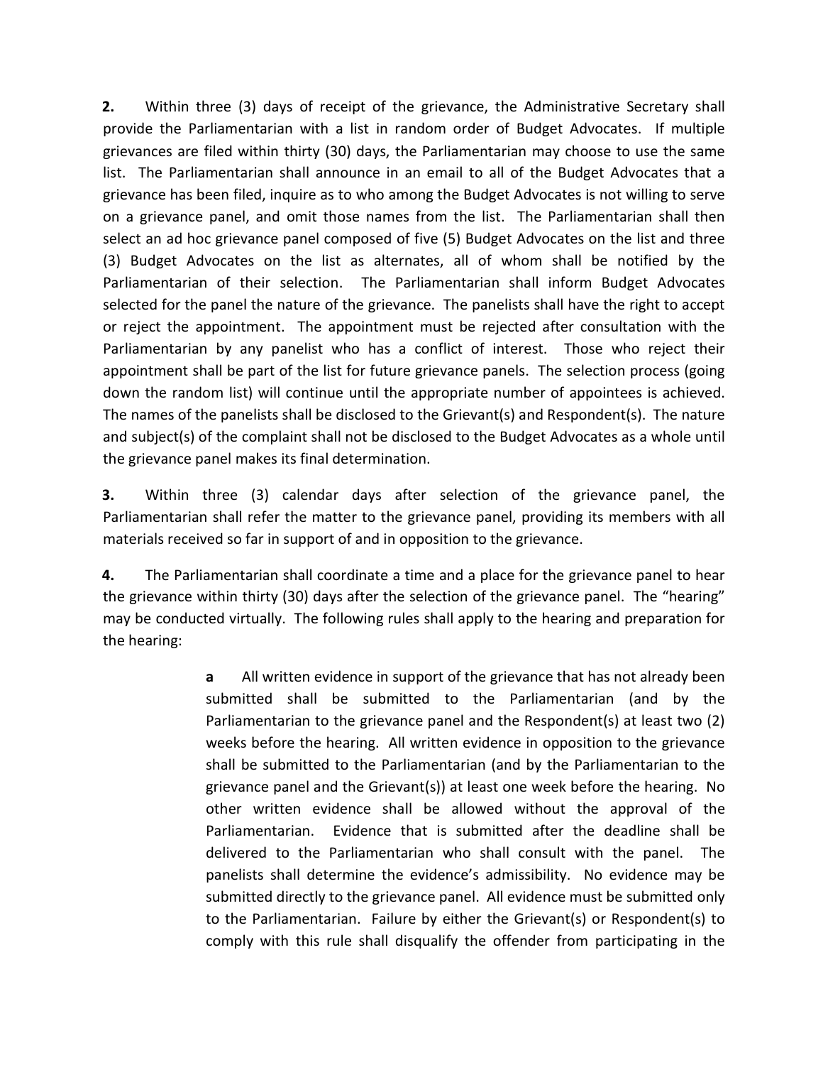**2.** Within three (3) days of receipt of the grievance, the Administrative Secretary shall provide the Parliamentarian with a list in random order of Budget Advocates. If multiple grievances are filed within thirty (30) days, the Parliamentarian may choose to use the same list. The Parliamentarian shall announce in an email to all of the Budget Advocates that a grievance has been filed, inquire as to who among the Budget Advocates is not willing to serve on a grievance panel, and omit those names from the list. The Parliamentarian shall then select an ad hoc grievance panel composed of five (5) Budget Advocates on the list and three (3) Budget Advocates on the list as alternates, all of whom shall be notified by the Parliamentarian of their selection. The Parliamentarian shall inform Budget Advocates selected for the panel the nature of the grievance. The panelists shall have the right to accept or reject the appointment. The appointment must be rejected after consultation with the Parliamentarian by any panelist who has a conflict of interest. Those who reject their appointment shall be part of the list for future grievance panels. The selection process (going down the random list) will continue until the appropriate number of appointees is achieved. The names of the panelists shall be disclosed to the Grievant(s) and Respondent(s). The nature and subject(s) of the complaint shall not be disclosed to the Budget Advocates as a whole until the grievance panel makes its final determination.

**3.** Within three (3) calendar days after selection of the grievance panel, the Parliamentarian shall refer the matter to the grievance panel, providing its members with all materials received so far in support of and in opposition to the grievance.

**4.** The Parliamentarian shall coordinate a time and a place for the grievance panel to hear the grievance within thirty (30) days after the selection of the grievance panel. The "hearing" may be conducted virtually. The following rules shall apply to the hearing and preparation for the hearing:

> **a** All written evidence in support of the grievance that has not already been submitted shall be submitted to the Parliamentarian (and by the Parliamentarian to the grievance panel and the Respondent(s) at least two (2) weeks before the hearing. All written evidence in opposition to the grievance shall be submitted to the Parliamentarian (and by the Parliamentarian to the grievance panel and the Grievant(s)) at least one week before the hearing. No other written evidence shall be allowed without the approval of the Parliamentarian. Evidence that is submitted after the deadline shall be delivered to the Parliamentarian who shall consult with the panel. The panelists shall determine the evidence's admissibility. No evidence may be submitted directly to the grievance panel. All evidence must be submitted only to the Parliamentarian. Failure by either the Grievant(s) or Respondent(s) to comply with this rule shall disqualify the offender from participating in the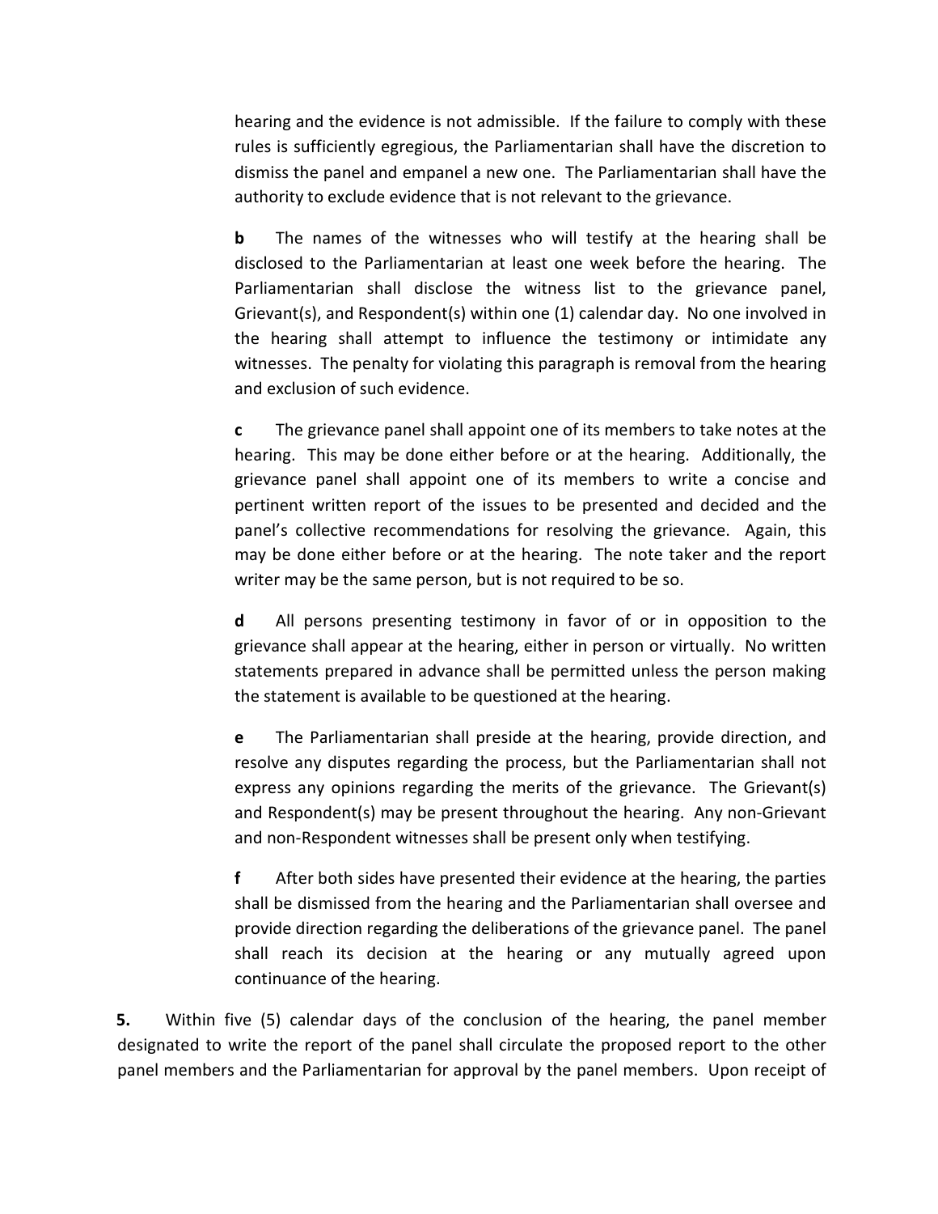hearing and the evidence is not admissible. If the failure to comply with these rules is sufficiently egregious, the Parliamentarian shall have the discretion to dismiss the panel and empanel a new one. The Parliamentarian shall have the authority to exclude evidence that is not relevant to the grievance.

**b** The names of the witnesses who will testify at the hearing shall be disclosed to the Parliamentarian at least one week before the hearing. The Parliamentarian shall disclose the witness list to the grievance panel, Grievant(s), and Respondent(s) within one (1) calendar day. No one involved in the hearing shall attempt to influence the testimony or intimidate any witnesses. The penalty for violating this paragraph is removal from the hearing and exclusion of such evidence.

**c** The grievance panel shall appoint one of its members to take notes at the hearing. This may be done either before or at the hearing. Additionally, the grievance panel shall appoint one of its members to write a concise and pertinent written report of the issues to be presented and decided and the panel's collective recommendations for resolving the grievance. Again, this may be done either before or at the hearing. The note taker and the report writer may be the same person, but is not required to be so.

**d** All persons presenting testimony in favor of or in opposition to the grievance shall appear at the hearing, either in person or virtually. No written statements prepared in advance shall be permitted unless the person making the statement is available to be questioned at the hearing.

**e** The Parliamentarian shall preside at the hearing, provide direction, and resolve any disputes regarding the process, but the Parliamentarian shall not express any opinions regarding the merits of the grievance. The Grievant(s) and Respondent(s) may be present throughout the hearing. Any non-Grievant and non-Respondent witnesses shall be present only when testifying.

**f** After both sides have presented their evidence at the hearing, the parties shall be dismissed from the hearing and the Parliamentarian shall oversee and provide direction regarding the deliberations of the grievance panel. The panel shall reach its decision at the hearing or any mutually agreed upon continuance of the hearing.

**5.** Within five (5) calendar days of the conclusion of the hearing, the panel member designated to write the report of the panel shall circulate the proposed report to the other panel members and the Parliamentarian for approval by the panel members. Upon receipt of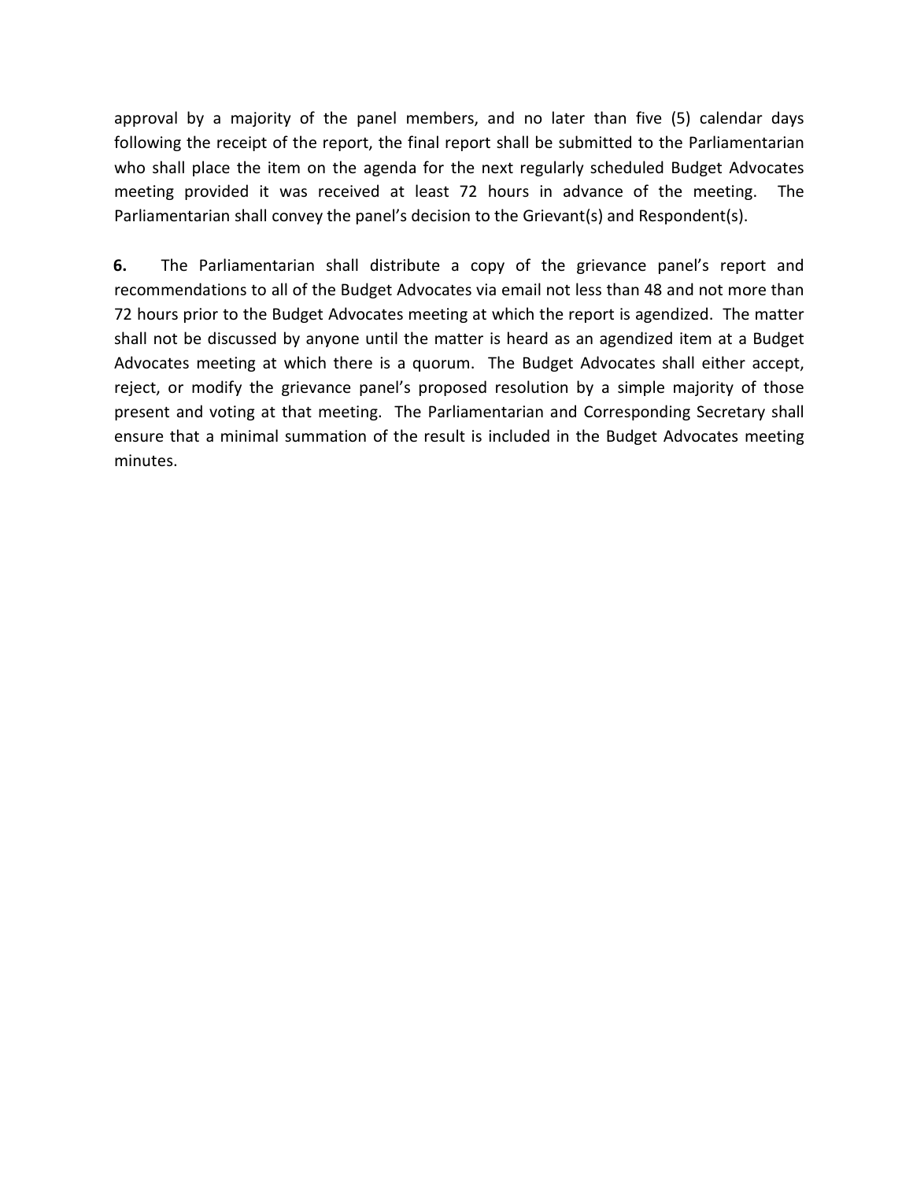approval by a majority of the panel members, and no later than five (5) calendar days following the receipt of the report, the final report shall be submitted to the Parliamentarian who shall place the item on the agenda for the next regularly scheduled Budget Advocates meeting provided it was received at least 72 hours in advance of the meeting. The Parliamentarian shall convey the panel's decision to the Grievant(s) and Respondent(s).

**6.** The Parliamentarian shall distribute a copy of the grievance panel's report and recommendations to all of the Budget Advocates via email not less than 48 and not more than 72 hours prior to the Budget Advocates meeting at which the report is agendized. The matter shall not be discussed by anyone until the matter is heard as an agendized item at a Budget Advocates meeting at which there is a quorum. The Budget Advocates shall either accept, reject, or modify the grievance panel's proposed resolution by a simple majority of those present and voting at that meeting. The Parliamentarian and Corresponding Secretary shall ensure that a minimal summation of the result is included in the Budget Advocates meeting minutes.